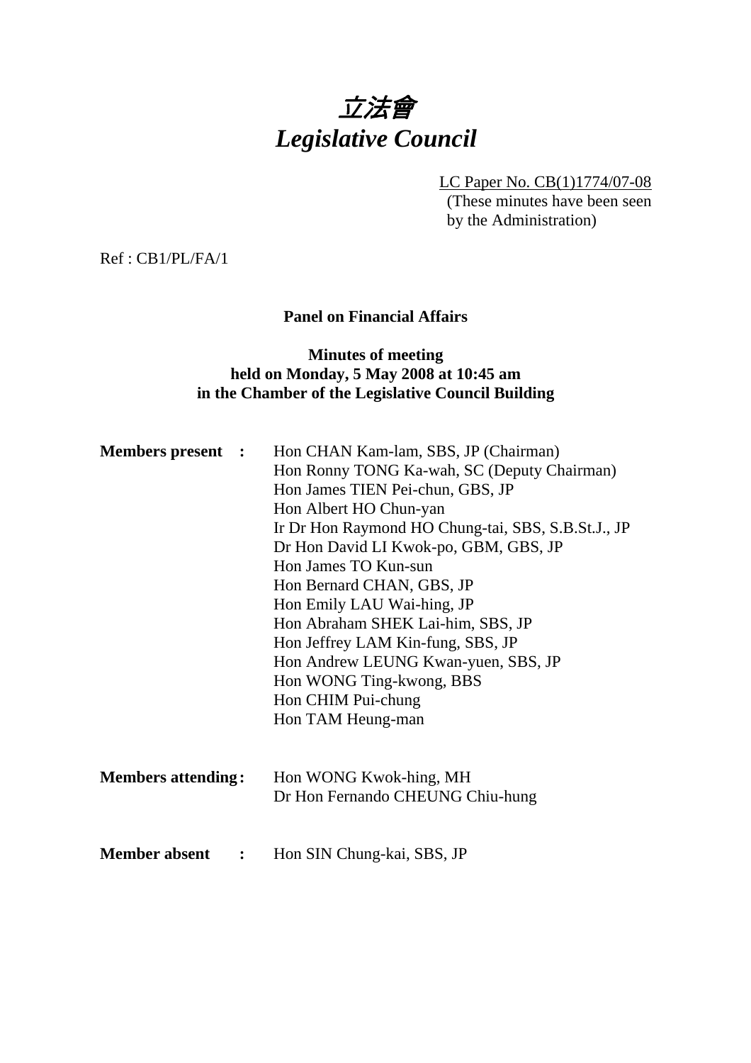# 立法會
# *Legislative Council*

LC Paper No. CB(1)1774/07-08
(These minutes have been seen by the Administration)

Ref : CB1/PL/FA/1

**Panel on Financial Affairs**

**Minutes of meeting**
**held on Monday, 5 May 2008 at 10:45 am**
**in the Chamber of the Legislative Council Building**

**Members present :**

Hon CHAN Kam-lam, SBS, JP (Chairman)
Hon Ronny TONG Ka-wah, SC (Deputy Chairman)
Hon James TIEN Pei-chun, GBS, JP
Hon Albert HO Chun-yan
Ir Dr Hon Raymond HO Chung-tai, SBS, S.B.St.J., JP
Dr Hon David LI Kwok-po, GBM, GBS, JP
Hon James TO Kun-sun
Hon Bernard CHAN, GBS, JP
Hon Emily LAU Wai-hing, JP
Hon Abraham SHEK Lai-him, SBS, JP
Hon Jeffrey LAM Kin-fung, SBS, JP
Hon Andrew LEUNG Kwan-yuen, SBS, JP
Hon WONG Ting-kwong, BBS
Hon CHIM Pui-chung
Hon TAM Heung-man

**Members attending :**

Hon WONG Kwok-hing, MH
Dr Hon Fernando CHEUNG Chiu-hung

**Member absent :**

Hon SIN Chung-kai, SBS, JP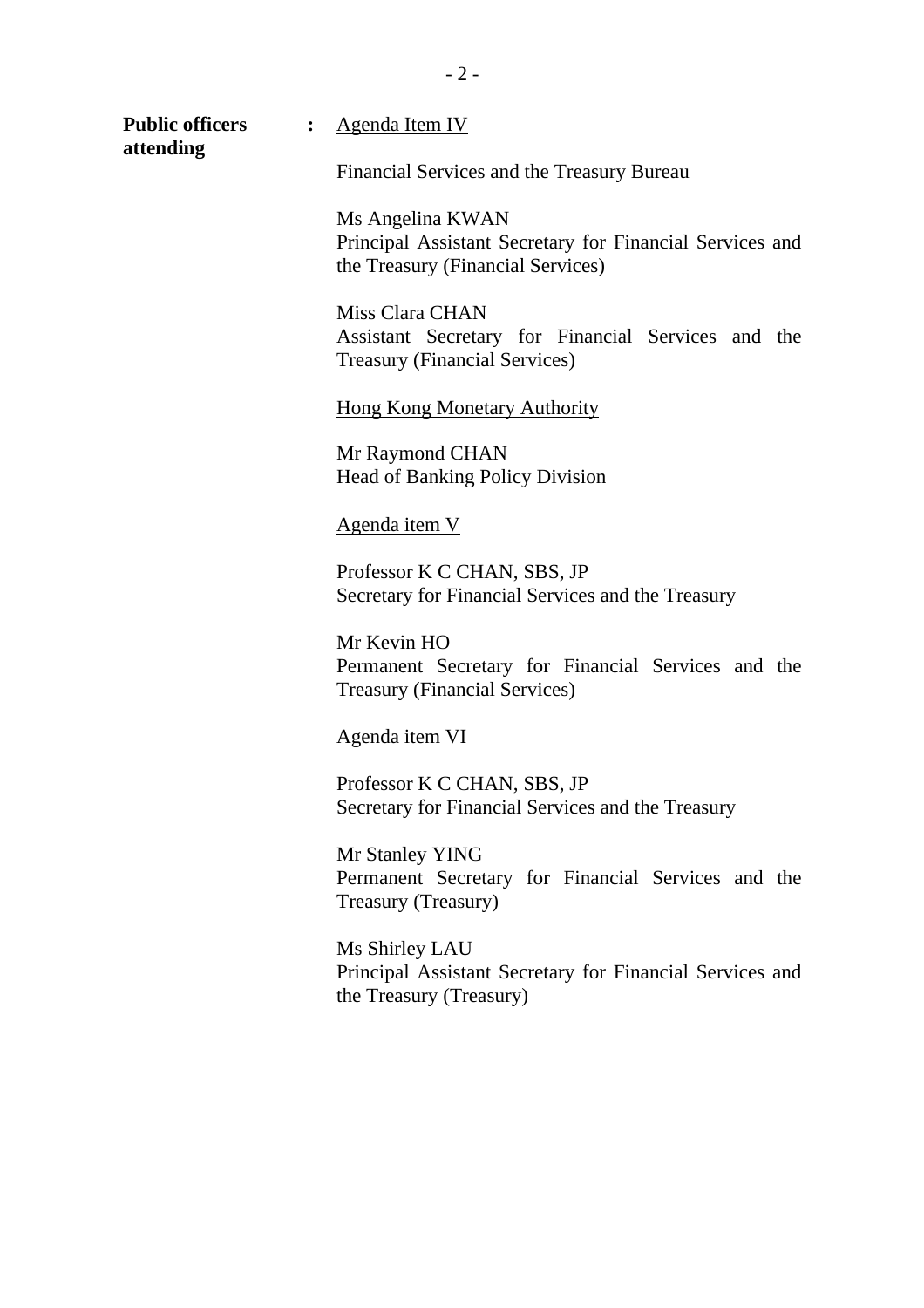**Public officers attending** : Agenda Item IV

Financial Services and the Treasury Bureau

Ms Angelina KWAN
Principal Assistant Secretary for Financial Services and the Treasury (Financial Services)

Miss Clara CHAN
Assistant Secretary for Financial Services and the Treasury (Financial Services)

Hong Kong Monetary Authority

Mr Raymond CHAN
Head of Banking Policy Division

Agenda item V

Professor K C CHAN, SBS, JP
Secretary for Financial Services and the Treasury

Mr Kevin HO
Permanent Secretary for Financial Services and the Treasury (Financial Services)

Agenda item VI

Professor K C CHAN, SBS, JP
Secretary for Financial Services and the Treasury

Mr Stanley YING
Permanent Secretary for Financial Services and the Treasury (Treasury)

Ms Shirley LAU
Principal Assistant Secretary for Financial Services and the Treasury (Treasury)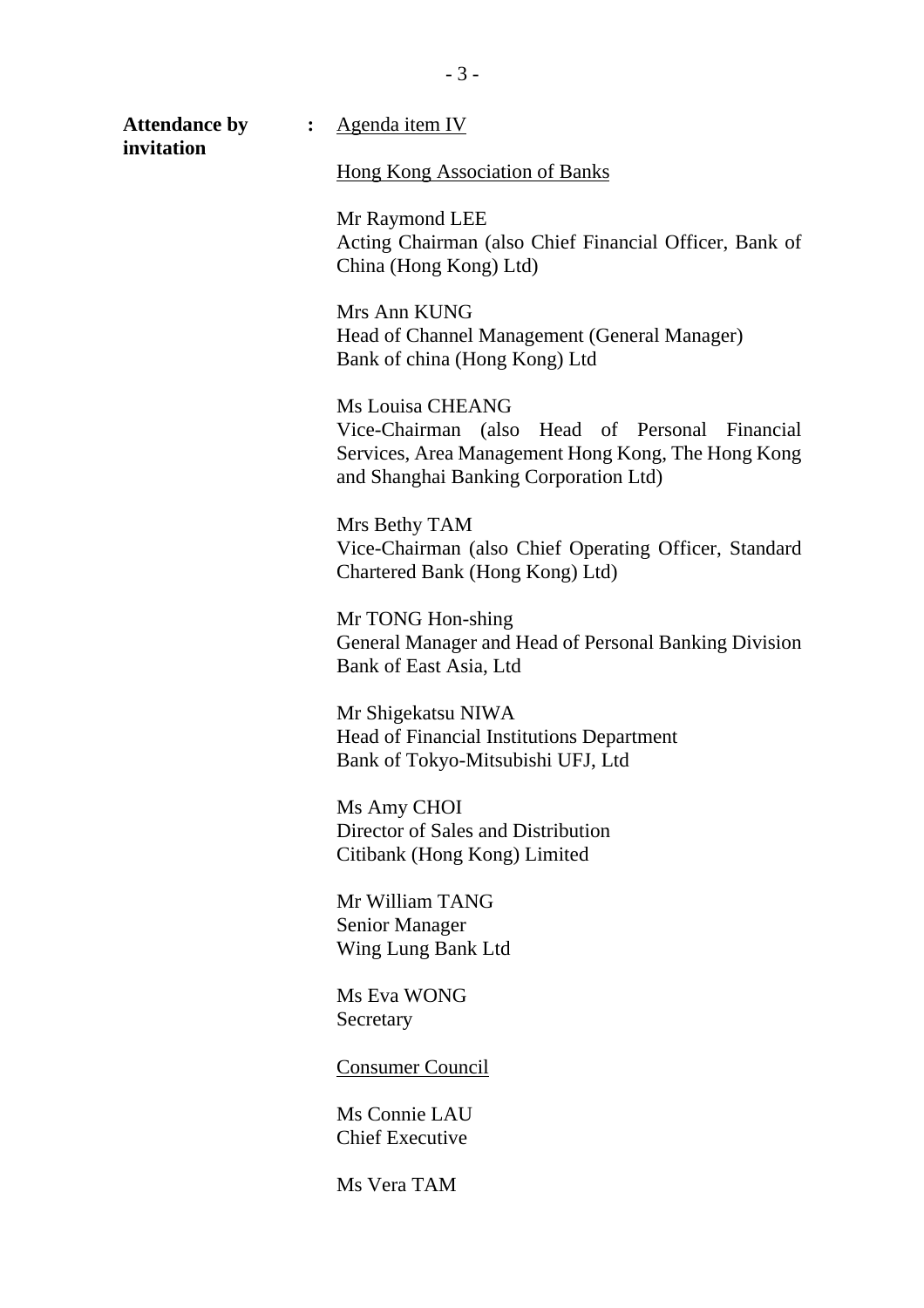**Attendance by invitation** : Agenda item IV

Hong Kong Association of Banks

Mr Raymond LEE
Acting Chairman (also Chief Financial Officer, Bank of China (Hong Kong) Ltd)

Mrs Ann KUNG
Head of Channel Management (General Manager)
Bank of china (Hong Kong) Ltd

Ms Louisa CHEANG
Vice-Chairman (also Head of Personal Financial Services, Area Management Hong Kong, The Hong Kong and Shanghai Banking Corporation Ltd)

Mrs Bethy TAM
Vice-Chairman (also Chief Operating Officer, Standard Chartered Bank (Hong Kong) Ltd)

Mr TONG Hon-shing
General Manager and Head of Personal Banking Division
Bank of East Asia, Ltd

Mr Shigekatsu NIWA
Head of Financial Institutions Department
Bank of Tokyo-Mitsubishi UFJ, Ltd

Ms Amy CHOI
Director of Sales and Distribution
Citibank (Hong Kong) Limited

Mr William TANG
Senior Manager
Wing Lung Bank Ltd

Ms Eva WONG
Secretary

Consumer Council

Ms Connie LAU
Chief Executive

Ms Vera TAM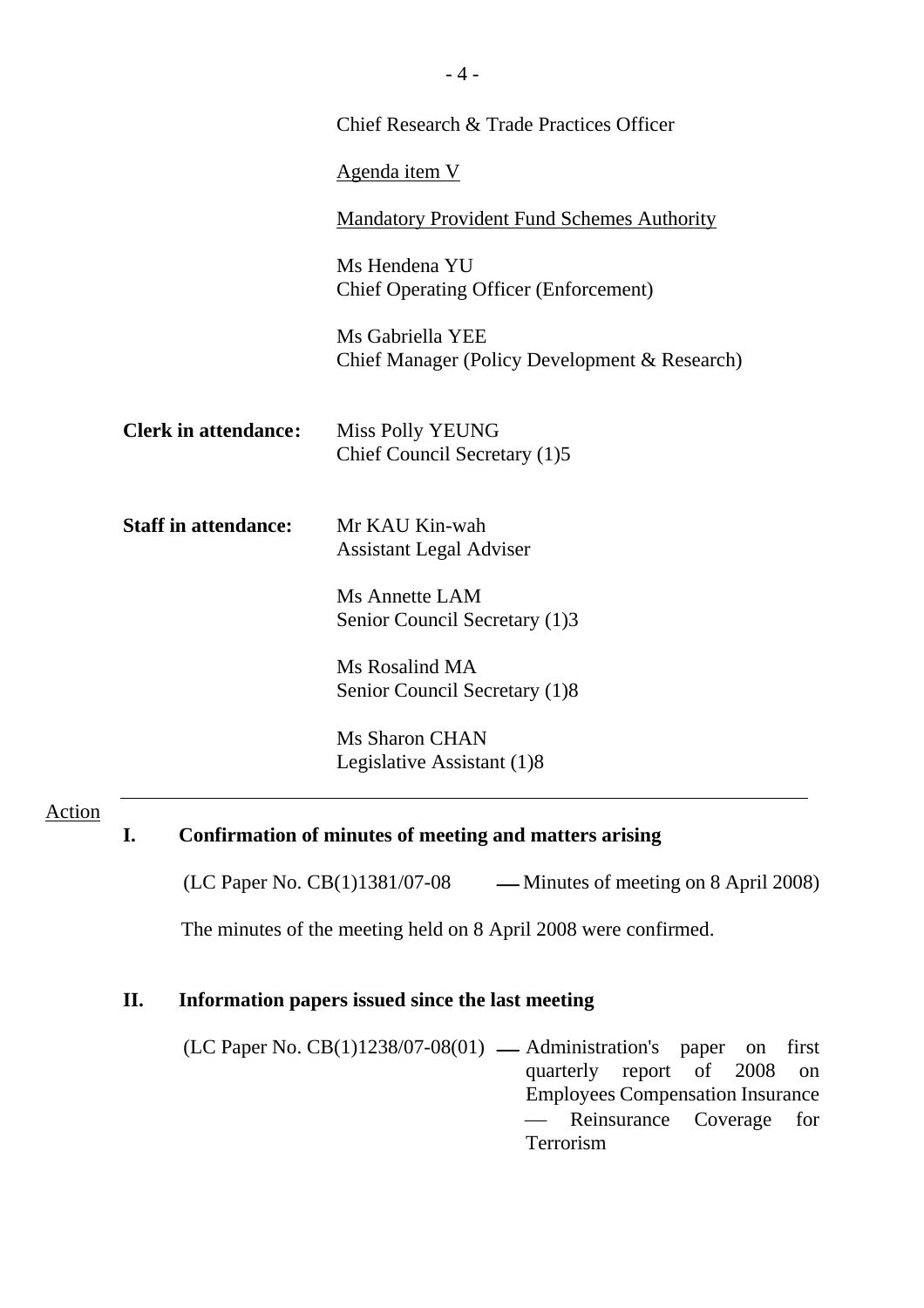Chief Research & Trade Practices Officer

Agenda item V

Mandatory Provident Fund Schemes Authority

Ms Hendena YU
Chief Operating Officer (Enforcement)

Ms Gabriella YEE
Chief Manager (Policy Development & Research)

**Clerk in attendance:** Miss Polly YEUNG
Chief Council Secretary (1)5

**Staff in attendance:** Mr KAU Kin-wah
Assistant Legal Adviser

Ms Annette LAM
Senior Council Secretary (1)3

Ms Rosalind MA
Senior Council Secretary (1)8

Ms Sharon CHAN
Legislative Assistant (1)8

---

Action

## I. Confirmation of minutes of meeting and matters arising

(LC Paper No. CB(1)1381/07-08 — Minutes of meeting on 8 April 2008)

The minutes of the meeting held on 8 April 2008 were confirmed.

## II. Information papers issued since the last meeting

(LC Paper No. CB(1)1238/07-08(01) — Administration's paper on first quarterly report of 2008 on Employees Compensation Insurance — Reinsurance Coverage for Terrorism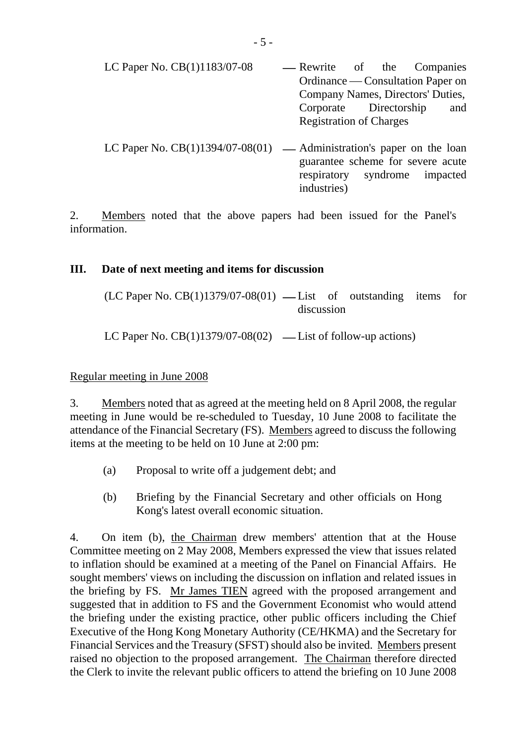LC Paper No. CB(1)1183/07-08 — Rewrite of the Companies Ordinance — Consultation Paper on Company Names, Directors' Duties, Corporate Directorship and Registration of Charges

LC Paper No. CB(1)1394/07-08(01) — Administration's paper on the loan guarantee scheme for severe acute respiratory syndrome impacted industries)

2. Members noted that the above papers had been issued for the Panel's information.

### III. Date of next meeting and items for discussion

(LC Paper No. CB(1)1379/07-08(01) — List of outstanding items for discussion

LC Paper No. CB(1)1379/07-08(02) — List of follow-up actions)

Regular meeting in June 2008

3. Members noted that as agreed at the meeting held on 8 April 2008, the regular meeting in June would be re-scheduled to Tuesday, 10 June 2008 to facilitate the attendance of the Financial Secretary (FS). Members agreed to discuss the following items at the meeting to be held on 10 June at 2:00 pm:

(a) Proposal to write off a judgement debt; and

(b) Briefing by the Financial Secretary and other officials on Hong Kong's latest overall economic situation.

4. On item (b), the Chairman drew members' attention that at the House Committee meeting on 2 May 2008, Members expressed the view that issues related to inflation should be examined at a meeting of the Panel on Financial Affairs. He sought members' views on including the discussion on inflation and related issues in the briefing by FS. Mr James TIEN agreed with the proposed arrangement and suggested that in addition to FS and the Government Economist who would attend the briefing under the existing practice, other public officers including the Chief Executive of the Hong Kong Monetary Authority (CE/HKMA) and the Secretary for Financial Services and the Treasury (SFST) should also be invited. Members present raised no objection to the proposed arrangement. The Chairman therefore directed the Clerk to invite the relevant public officers to attend the briefing on 10 June 2008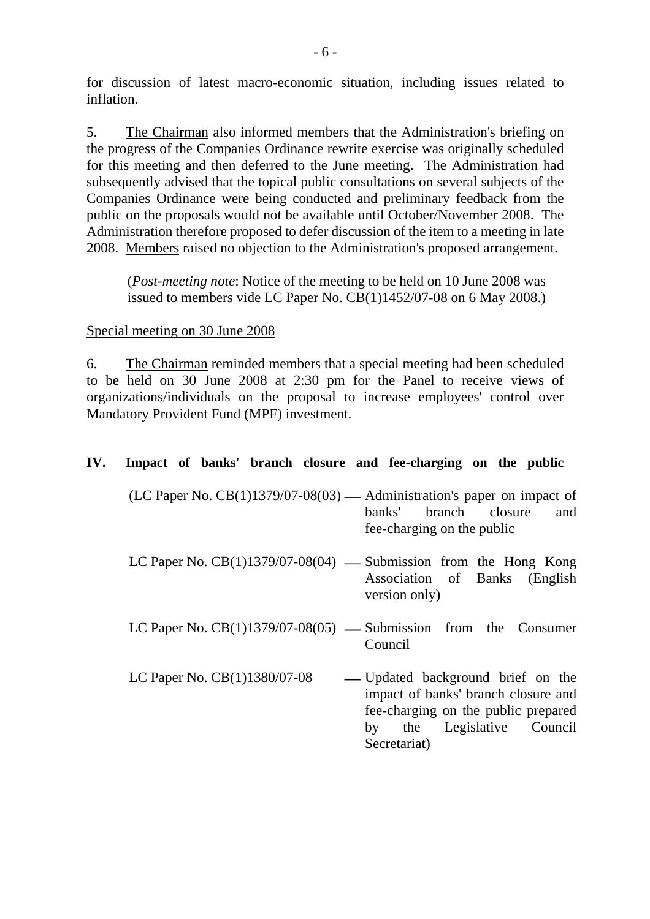for discussion of latest macro-economic situation, including issues related to inflation.

5. The Chairman also informed members that the Administration's briefing on the progress of the Companies Ordinance rewrite exercise was originally scheduled for this meeting and then deferred to the June meeting. The Administration had subsequently advised that the topical public consultations on several subjects of the Companies Ordinance were being conducted and preliminary feedback from the public on the proposals would not be available until October/November 2008. The Administration therefore proposed to defer discussion of the item to a meeting in late 2008. Members raised no objection to the Administration's proposed arrangement.

> (*Post-meeting note*: Notice of the meeting to be held on 10 June 2008 was issued to members vide LC Paper No. CB(1)1452/07-08 on 6 May 2008.)

Special meeting on 30 June 2008

6. The Chairman reminded members that a special meeting had been scheduled to be held on 30 June 2008 at 2:30 pm for the Panel to receive views of organizations/individuals on the proposal to increase employees' control over Mandatory Provident Fund (MPF) investment.

**IV. Impact of banks' branch closure and fee-charging on the public**

(LC Paper No. CB(1)1379/07-08(03) — Administration's paper on impact of banks' branch closure and fee-charging on the public

LC Paper No. CB(1)1379/07-08(04) — Submission from the Hong Kong Association of Banks (English version only)

LC Paper No. CB(1)1379/07-08(05) — Submission from the Consumer Council

LC Paper No. CB(1)1380/07-08 — Updated background brief on the impact of banks' branch closure and fee-charging on the public prepared by the Legislative Council Secretariat)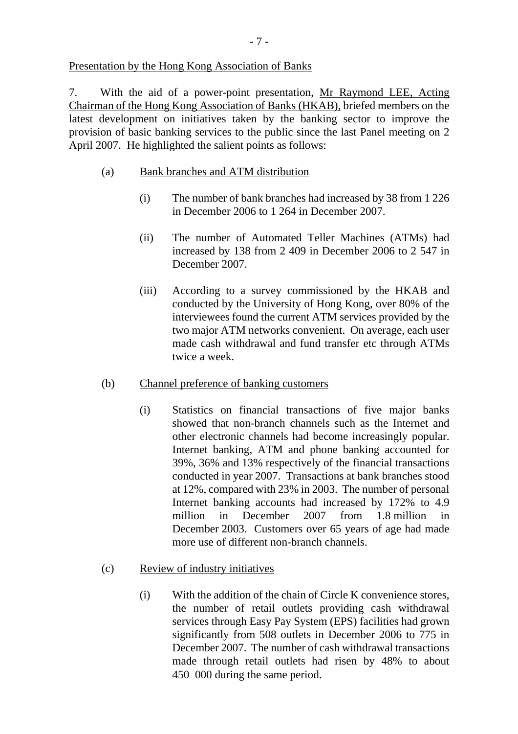Presentation by the Hong Kong Association of Banks

7. With the aid of a power-point presentation, Mr Raymond LEE, Acting Chairman of the Hong Kong Association of Banks (HKAB), briefed members on the latest development on initiatives taken by the banking sector to improve the provision of basic banking services to the public since the last Panel meeting on 2 April 2007. He highlighted the salient points as follows:

(a) Bank branches and ATM distribution

(i) The number of bank branches had increased by 38 from 1 226 in December 2006 to 1 264 in December 2007.

(ii) The number of Automated Teller Machines (ATMs) had increased by 138 from 2 409 in December 2006 to 2 547 in December 2007.

(iii) According to a survey commissioned by the HKAB and conducted by the University of Hong Kong, over 80% of the interviewees found the current ATM services provided by the two major ATM networks convenient. On average, each user made cash withdrawal and fund transfer etc through ATMs twice a week.

(b) Channel preference of banking customers

(i) Statistics on financial transactions of five major banks showed that non-branch channels such as the Internet and other electronic channels had become increasingly popular. Internet banking, ATM and phone banking accounted for 39%, 36% and 13% respectively of the financial transactions conducted in year 2007. Transactions at bank branches stood at 12%, compared with 23% in 2003. The number of personal Internet banking accounts had increased by 172% to 4.9 million in December 2007 from 1.8 million in December 2003. Customers over 65 years of age had made more use of different non-branch channels.

(c) Review of industry initiatives

(i) With the addition of the chain of Circle K convenience stores, the number of retail outlets providing cash withdrawal services through Easy Pay System (EPS) facilities had grown significantly from 508 outlets in December 2006 to 775 in December 2007. The number of cash withdrawal transactions made through retail outlets had risen by 48% to about 450 000 during the same period.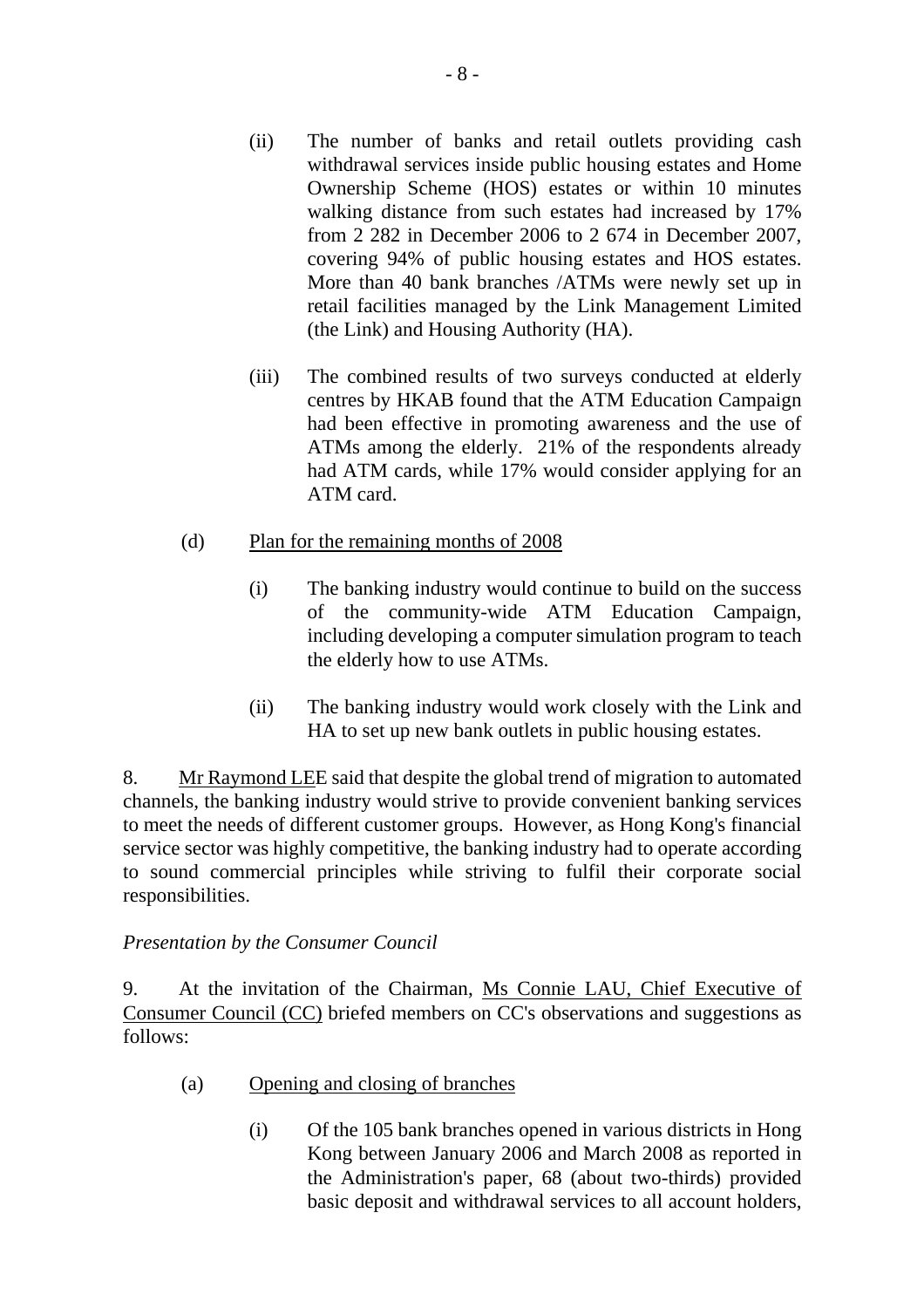(ii) The number of banks and retail outlets providing cash withdrawal services inside public housing estates and Home Ownership Scheme (HOS) estates or within 10 minutes walking distance from such estates had increased by 17% from 2 282 in December 2006 to 2 674 in December 2007, covering 94% of public housing estates and HOS estates. More than 40 bank branches /ATMs were newly set up in retail facilities managed by the Link Management Limited (the Link) and Housing Authority (HA).

(iii) The combined results of two surveys conducted at elderly centres by HKAB found that the ATM Education Campaign had been effective in promoting awareness and the use of ATMs among the elderly. 21% of the respondents already had ATM cards, while 17% would consider applying for an ATM card.

(d) Plan for the remaining months of 2008

(i) The banking industry would continue to build on the success of the community-wide ATM Education Campaign, including developing a computer simulation program to teach the elderly how to use ATMs.

(ii) The banking industry would work closely with the Link and HA to set up new bank outlets in public housing estates.

8. Mr Raymond LEE said that despite the global trend of migration to automated channels, the banking industry would strive to provide convenient banking services to meet the needs of different customer groups. However, as Hong Kong's financial service sector was highly competitive, the banking industry had to operate according to sound commercial principles while striving to fulfil their corporate social responsibilities.

*Presentation by the Consumer Council*

9. At the invitation of the Chairman, Ms Connie LAU, Chief Executive of Consumer Council (CC) briefed members on CC's observations and suggestions as follows:

(a) Opening and closing of branches

(i) Of the 105 bank branches opened in various districts in Hong Kong between January 2006 and March 2008 as reported in the Administration's paper, 68 (about two-thirds) provided basic deposit and withdrawal services to all account holders,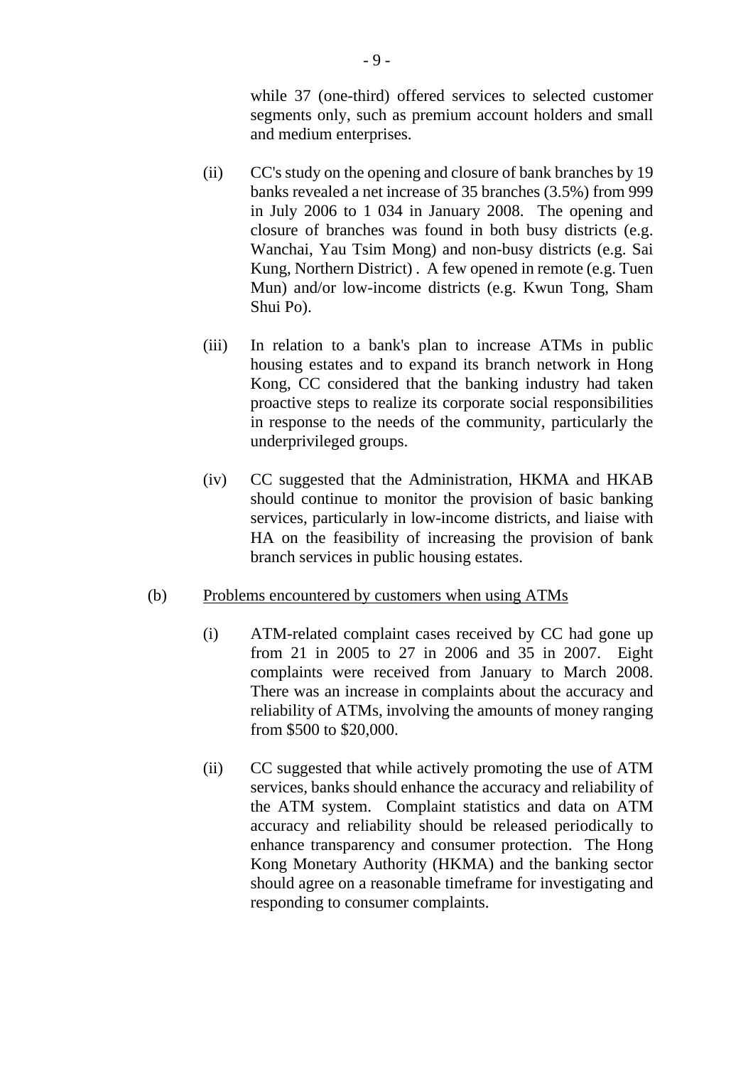while 37 (one-third) offered services to selected customer segments only, such as premium account holders and small and medium enterprises.

(ii) CC's study on the opening and closure of bank branches by 19 banks revealed a net increase of 35 branches (3.5%) from 999 in July 2006 to 1 034 in January 2008. The opening and closure of branches was found in both busy districts (e.g. Wanchai, Yau Tsim Mong) and non-busy districts (e.g. Sai Kung, Northern District) . A few opened in remote (e.g. Tuen Mun) and/or low-income districts (e.g. Kwun Tong, Sham Shui Po).

(iii) In relation to a bank's plan to increase ATMs in public housing estates and to expand its branch network in Hong Kong, CC considered that the banking industry had taken proactive steps to realize its corporate social responsibilities in response to the needs of the community, particularly the underprivileged groups.

(iv) CC suggested that the Administration, HKMA and HKAB should continue to monitor the provision of basic banking services, particularly in low-income districts, and liaise with HA on the feasibility of increasing the provision of bank branch services in public housing estates.

(b) <u>Problems encountered by customers when using ATMs</u>

(i) ATM-related complaint cases received by CC had gone up from 21 in 2005 to 27 in 2006 and 35 in 2007. Eight complaints were received from January to March 2008. There was an increase in complaints about the accuracy and reliability of ATMs, involving the amounts of money ranging from $500 to $20,000.

(ii) CC suggested that while actively promoting the use of ATM services, banks should enhance the accuracy and reliability of the ATM system. Complaint statistics and data on ATM accuracy and reliability should be released periodically to enhance transparency and consumer protection. The Hong Kong Monetary Authority (HKMA) and the banking sector should agree on a reasonable timeframe for investigating and responding to consumer complaints.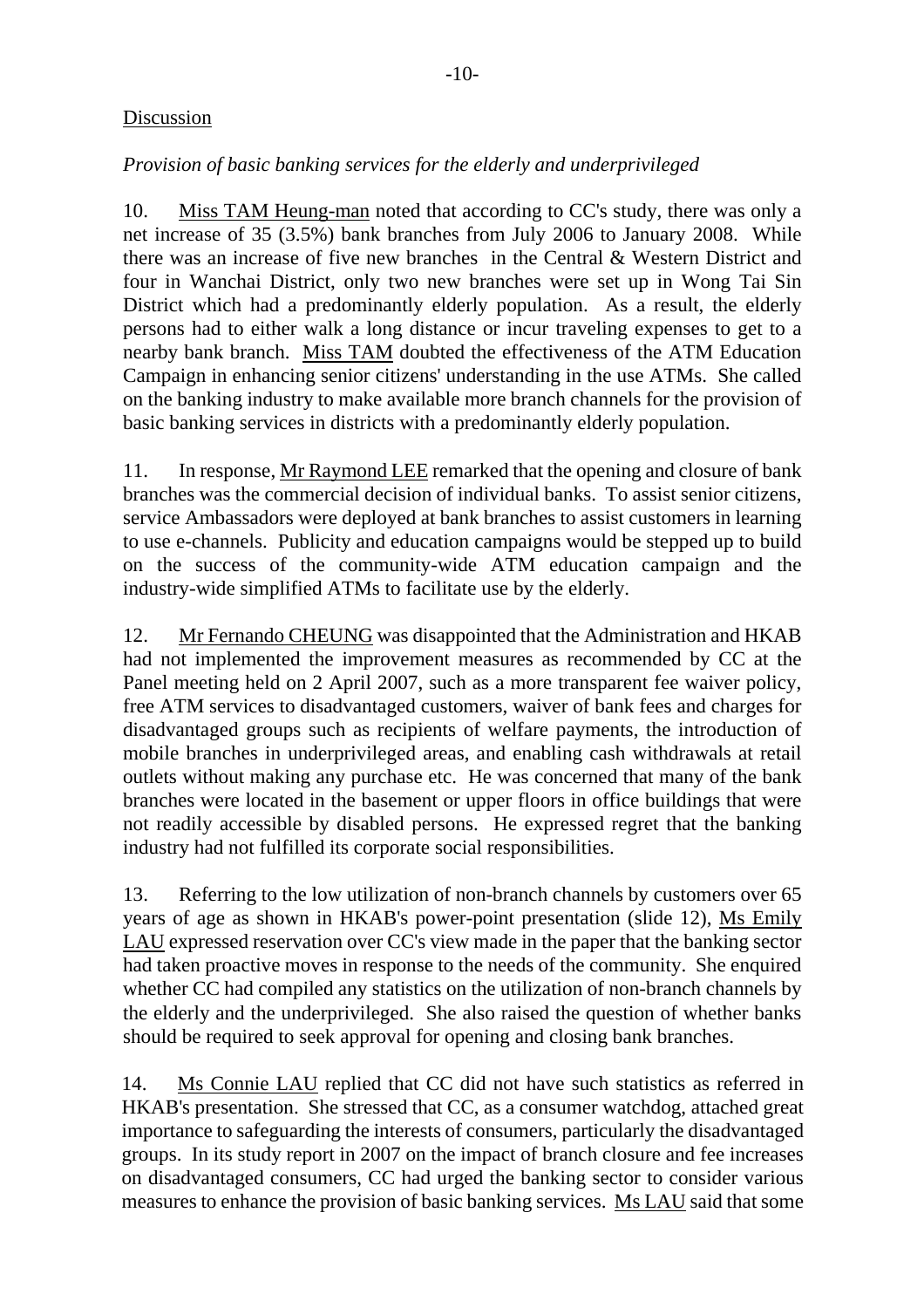Discussion

*Provision of basic banking services for the elderly and underprivileged*

10. Miss TAM Heung-man noted that according to CC's study, there was only a net increase of 35 (3.5%) bank branches from July 2006 to January 2008. While there was an increase of five new branches in the Central & Western District and four in Wanchai District, only two new branches were set up in Wong Tai Sin District which had a predominantly elderly population. As a result, the elderly persons had to either walk a long distance or incur traveling expenses to get to a nearby bank branch. Miss TAM doubted the effectiveness of the ATM Education Campaign in enhancing senior citizens' understanding in the use ATMs. She called on the banking industry to make available more branch channels for the provision of basic banking services in districts with a predominantly elderly population.

11. In response, Mr Raymond LEE remarked that the opening and closure of bank branches was the commercial decision of individual banks. To assist senior citizens, service Ambassadors were deployed at bank branches to assist customers in learning to use e-channels. Publicity and education campaigns would be stepped up to build on the success of the community-wide ATM education campaign and the industry-wide simplified ATMs to facilitate use by the elderly.

12. Mr Fernando CHEUNG was disappointed that the Administration and HKAB had not implemented the improvement measures as recommended by CC at the Panel meeting held on 2 April 2007, such as a more transparent fee waiver policy, free ATM services to disadvantaged customers, waiver of bank fees and charges for disadvantaged groups such as recipients of welfare payments, the introduction of mobile branches in underprivileged areas, and enabling cash withdrawals at retail outlets without making any purchase etc. He was concerned that many of the bank branches were located in the basement or upper floors in office buildings that were not readily accessible by disabled persons. He expressed regret that the banking industry had not fulfilled its corporate social responsibilities.

13. Referring to the low utilization of non-branch channels by customers over 65 years of age as shown in HKAB's power-point presentation (slide 12), Ms Emily LAU expressed reservation over CC's view made in the paper that the banking sector had taken proactive moves in response to the needs of the community. She enquired whether CC had compiled any statistics on the utilization of non-branch channels by the elderly and the underprivileged. She also raised the question of whether banks should be required to seek approval for opening and closing bank branches.

14. Ms Connie LAU replied that CC did not have such statistics as referred in HKAB's presentation. She stressed that CC, as a consumer watchdog, attached great importance to safeguarding the interests of consumers, particularly the disadvantaged groups. In its study report in 2007 on the impact of branch closure and fee increases on disadvantaged consumers, CC had urged the banking sector to consider various measures to enhance the provision of basic banking services. Ms LAU said that some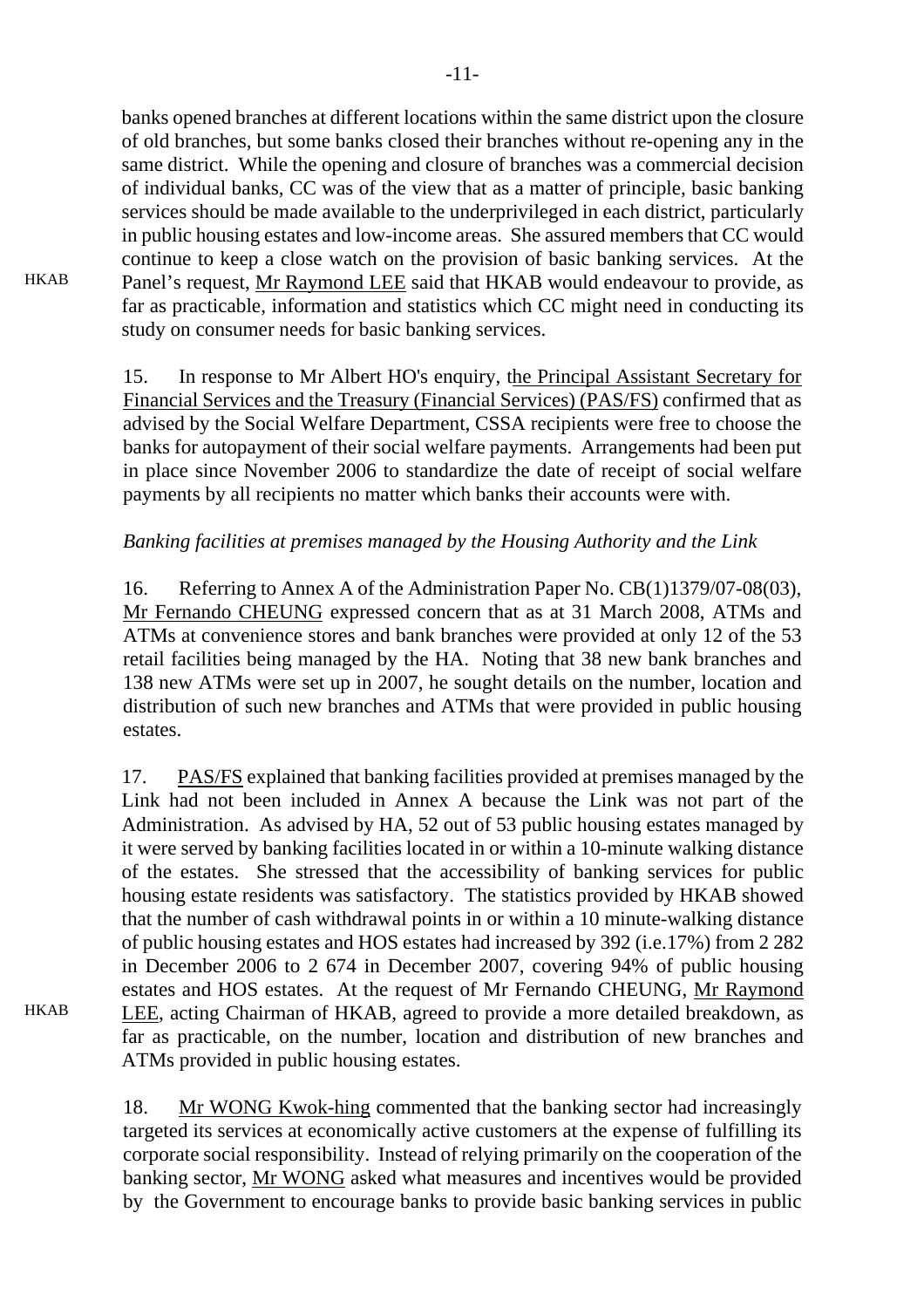banks opened branches at different locations within the same district upon the closure of old branches, but some banks closed their branches without re-opening any in the same district. While the opening and closure of branches was a commercial decision of individual banks, CC was of the view that as a matter of principle, basic banking services should be made available to the underprivileged in each district, particularly in public housing estates and low-income areas. She assured members that CC would continue to keep a close watch on the provision of basic banking services. At the Panel's request, Mr Raymond LEE said that HKAB would endeavour to provide, as far as practicable, information and statistics which CC might need in conducting its study on consumer needs for basic banking services.

HKAB

15. In response to Mr Albert HO's enquiry, the Principal Assistant Secretary for Financial Services and the Treasury (Financial Services) (PAS/FS) confirmed that as advised by the Social Welfare Department, CSSA recipients were free to choose the banks for autopayment of their social welfare payments. Arrangements had been put in place since November 2006 to standardize the date of receipt of social welfare payments by all recipients no matter which banks their accounts were with.

*Banking facilities at premises managed by the Housing Authority and the Link*

16. Referring to Annex A of the Administration Paper No. CB(1)1379/07-08(03), Mr Fernando CHEUNG expressed concern that as at 31 March 2008, ATMs and ATMs at convenience stores and bank branches were provided at only 12 of the 53 retail facilities being managed by the HA. Noting that 38 new bank branches and 138 new ATMs were set up in 2007, he sought details on the number, location and distribution of such new branches and ATMs that were provided in public housing estates.

17. PAS/FS explained that banking facilities provided at premises managed by the Link had not been included in Annex A because the Link was not part of the Administration. As advised by HA, 52 out of 53 public housing estates managed by it were served by banking facilities located in or within a 10-minute walking distance of the estates. She stressed that the accessibility of banking services for public housing estate residents was satisfactory. The statistics provided by HKAB showed that the number of cash withdrawal points in or within a 10 minute-walking distance of public housing estates and HOS estates had increased by 392 (i.e.17%) from 2 282 in December 2006 to 2 674 in December 2007, covering 94% of public housing estates and HOS estates. At the request of Mr Fernando CHEUNG, Mr Raymond LEE, acting Chairman of HKAB, agreed to provide a more detailed breakdown, as far as practicable, on the number, location and distribution of new branches and ATMs provided in public housing estates.

HKAB

18. Mr WONG Kwok-hing commented that the banking sector had increasingly targeted its services at economically active customers at the expense of fulfilling its corporate social responsibility. Instead of relying primarily on the cooperation of the banking sector, Mr WONG asked what measures and incentives would be provided by the Government to encourage banks to provide basic banking services in public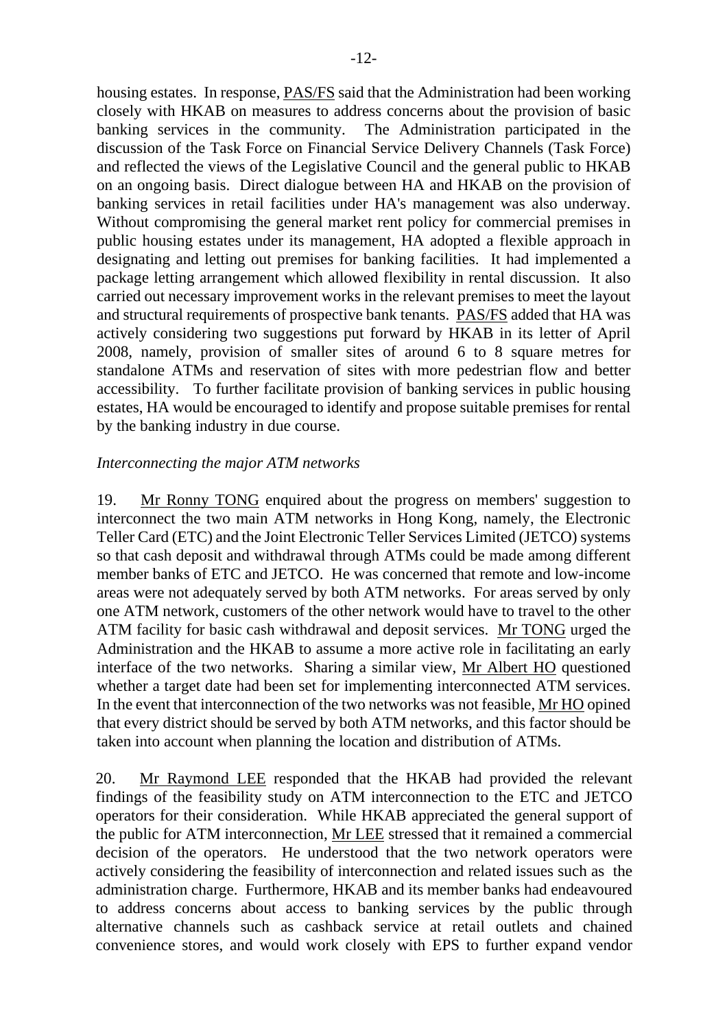housing estates. In response, PAS/FS said that the Administration had been working closely with HKAB on measures to address concerns about the provision of basic banking services in the community. The Administration participated in the discussion of the Task Force on Financial Service Delivery Channels (Task Force) and reflected the views of the Legislative Council and the general public to HKAB on an ongoing basis. Direct dialogue between HA and HKAB on the provision of banking services in retail facilities under HA's management was also underway. Without compromising the general market rent policy for commercial premises in public housing estates under its management, HA adopted a flexible approach in designating and letting out premises for banking facilities. It had implemented a package letting arrangement which allowed flexibility in rental discussion. It also carried out necessary improvement works in the relevant premises to meet the layout and structural requirements of prospective bank tenants. PAS/FS added that HA was actively considering two suggestions put forward by HKAB in its letter of April 2008, namely, provision of smaller sites of around 6 to 8 square metres for standalone ATMs and reservation of sites with more pedestrian flow and better accessibility. To further facilitate provision of banking services in public housing estates, HA would be encouraged to identify and propose suitable premises for rental by the banking industry in due course.

*Interconnecting the major ATM networks*

19. Mr Ronny TONG enquired about the progress on members' suggestion to interconnect the two main ATM networks in Hong Kong, namely, the Electronic Teller Card (ETC) and the Joint Electronic Teller Services Limited (JETCO) systems so that cash deposit and withdrawal through ATMs could be made among different member banks of ETC and JETCO. He was concerned that remote and low-income areas were not adequately served by both ATM networks. For areas served by only one ATM network, customers of the other network would have to travel to the other ATM facility for basic cash withdrawal and deposit services. Mr TONG urged the Administration and the HKAB to assume a more active role in facilitating an early interface of the two networks. Sharing a similar view, Mr Albert HO questioned whether a target date had been set for implementing interconnected ATM services. In the event that interconnection of the two networks was not feasible, Mr HO opined that every district should be served by both ATM networks, and this factor should be taken into account when planning the location and distribution of ATMs.

20. Mr Raymond LEE responded that the HKAB had provided the relevant findings of the feasibility study on ATM interconnection to the ETC and JETCO operators for their consideration. While HKAB appreciated the general support of the public for ATM interconnection, Mr LEE stressed that it remained a commercial decision of the operators. He understood that the two network operators were actively considering the feasibility of interconnection and related issues such as the administration charge. Furthermore, HKAB and its member banks had endeavoured to address concerns about access to banking services by the public through alternative channels such as cashback service at retail outlets and chained convenience stores, and would work closely with EPS to further expand vendor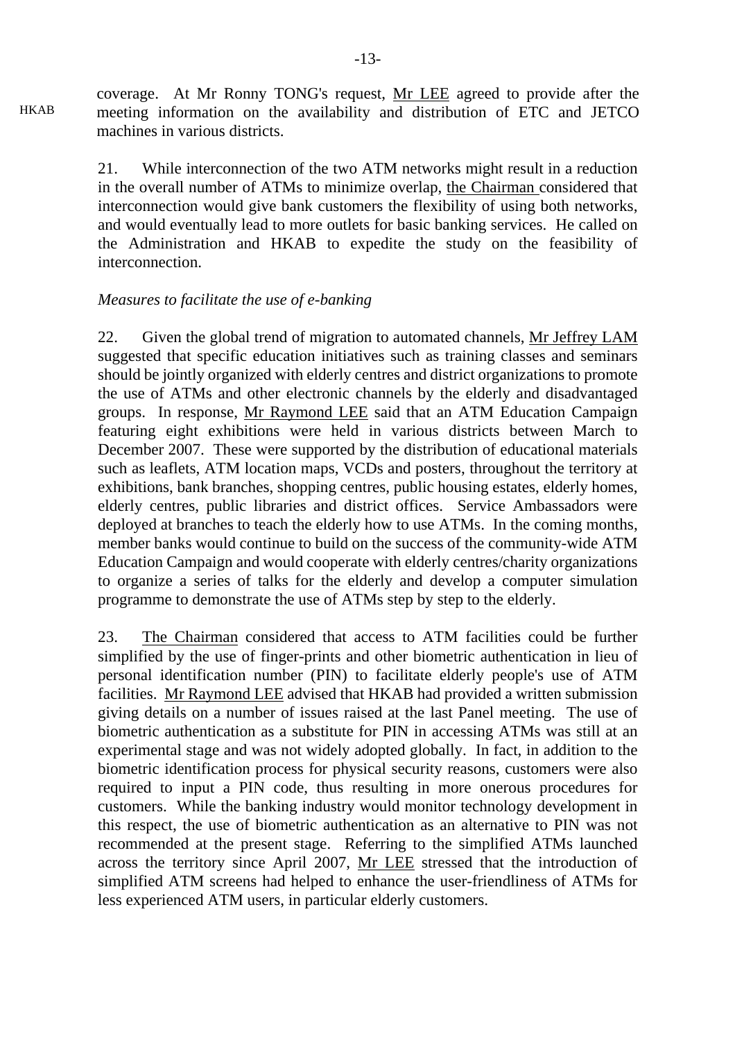HKAB

coverage. At Mr Ronny TONG's request, Mr LEE agreed to provide after the meeting information on the availability and distribution of ETC and JETCO machines in various districts.

21. While interconnection of the two ATM networks might result in a reduction in the overall number of ATMs to minimize overlap, the Chairman considered that interconnection would give bank customers the flexibility of using both networks, and would eventually lead to more outlets for basic banking services. He called on the Administration and HKAB to expedite the study on the feasibility of interconnection.

*Measures to facilitate the use of e-banking*

22. Given the global trend of migration to automated channels, Mr Jeffrey LAM suggested that specific education initiatives such as training classes and seminars should be jointly organized with elderly centres and district organizations to promote the use of ATMs and other electronic channels by the elderly and disadvantaged groups. In response, Mr Raymond LEE said that an ATM Education Campaign featuring eight exhibitions were held in various districts between March to December 2007. These were supported by the distribution of educational materials such as leaflets, ATM location maps, VCDs and posters, throughout the territory at exhibitions, bank branches, shopping centres, public housing estates, elderly homes, elderly centres, public libraries and district offices. Service Ambassadors were deployed at branches to teach the elderly how to use ATMs. In the coming months, member banks would continue to build on the success of the community-wide ATM Education Campaign and would cooperate with elderly centres/charity organizations to organize a series of talks for the elderly and develop a computer simulation programme to demonstrate the use of ATMs step by step to the elderly.

23. The Chairman considered that access to ATM facilities could be further simplified by the use of finger-prints and other biometric authentication in lieu of personal identification number (PIN) to facilitate elderly people's use of ATM facilities. Mr Raymond LEE advised that HKAB had provided a written submission giving details on a number of issues raised at the last Panel meeting. The use of biometric authentication as a substitute for PIN in accessing ATMs was still at an experimental stage and was not widely adopted globally. In fact, in addition to the biometric identification process for physical security reasons, customers were also required to input a PIN code, thus resulting in more onerous procedures for customers. While the banking industry would monitor technology development in this respect, the use of biometric authentication as an alternative to PIN was not recommended at the present stage. Referring to the simplified ATMs launched across the territory since April 2007, Mr LEE stressed that the introduction of simplified ATM screens had helped to enhance the user-friendliness of ATMs for less experienced ATM users, in particular elderly customers.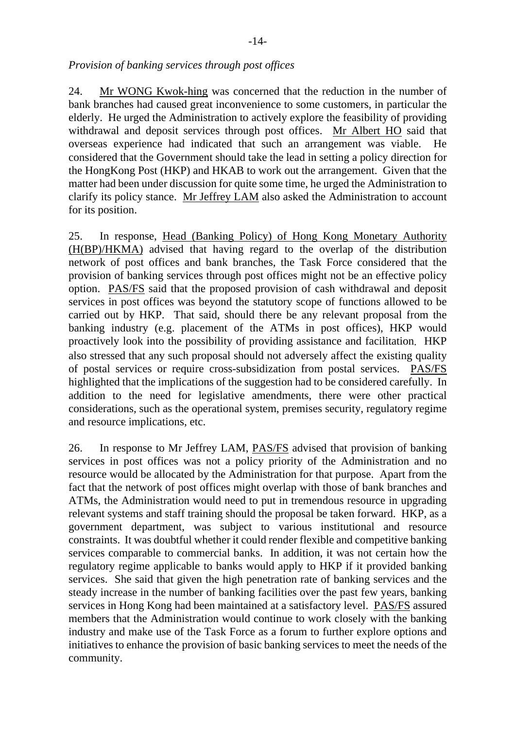*Provision of banking services through post offices*

24. Mr WONG Kwok-hing was concerned that the reduction in the number of bank branches had caused great inconvenience to some customers, in particular the elderly. He urged the Administration to actively explore the feasibility of providing withdrawal and deposit services through post offices. Mr Albert HO said that overseas experience had indicated that such an arrangement was viable. He considered that the Government should take the lead in setting a policy direction for the HongKong Post (HKP) and HKAB to work out the arrangement. Given that the matter had been under discussion for quite some time, he urged the Administration to clarify its policy stance. Mr Jeffrey LAM also asked the Administration to account for its position.

25. In response, Head (Banking Policy) of Hong Kong Monetary Authority (H(BP)/HKMA) advised that having regard to the overlap of the distribution network of post offices and bank branches, the Task Force considered that the provision of banking services through post offices might not be an effective policy option. PAS/FS said that the proposed provision of cash withdrawal and deposit services in post offices was beyond the statutory scope of functions allowed to be carried out by HKP. That said, should there be any relevant proposal from the banking industry (e.g. placement of the ATMs in post offices), HKP would proactively look into the possibility of providing assistance and facilitation. HKP also stressed that any such proposal should not adversely affect the existing quality of postal services or require cross-subsidization from postal services. PAS/FS highlighted that the implications of the suggestion had to be considered carefully. In addition to the need for legislative amendments, there were other practical considerations, such as the operational system, premises security, regulatory regime and resource implications, etc.

26. In response to Mr Jeffrey LAM, PAS/FS advised that provision of banking services in post offices was not a policy priority of the Administration and no resource would be allocated by the Administration for that purpose. Apart from the fact that the network of post offices might overlap with those of bank branches and ATMs, the Administration would need to put in tremendous resource in upgrading relevant systems and staff training should the proposal be taken forward. HKP, as a government department, was subject to various institutional and resource constraints. It was doubtful whether it could render flexible and competitive banking services comparable to commercial banks. In addition, it was not certain how the regulatory regime applicable to banks would apply to HKP if it provided banking services. She said that given the high penetration rate of banking services and the steady increase in the number of banking facilities over the past few years, banking services in Hong Kong had been maintained at a satisfactory level. PAS/FS assured members that the Administration would continue to work closely with the banking industry and make use of the Task Force as a forum to further explore options and initiatives to enhance the provision of basic banking services to meet the needs of the community.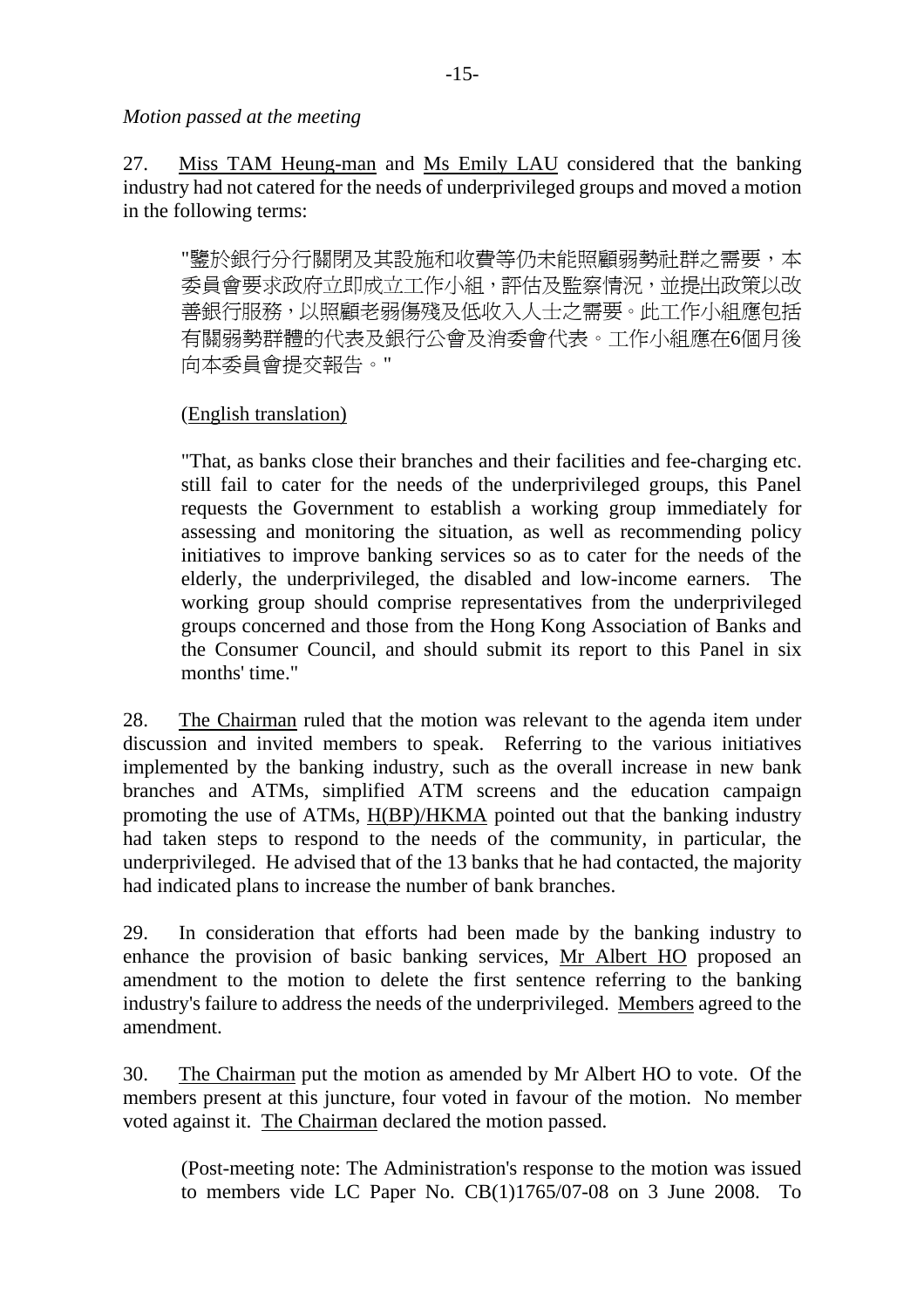*Motion passed at the meeting*

27. Miss TAM Heung-man and Ms Emily LAU considered that the banking industry had not catered for the needs of underprivileged groups and moved a motion in the following terms:

> "鑒於銀行分行關閉及其設施和收費等仍未能照顧弱勢社群之需要，本委員會要求政府立即成立工作小組，評估及監察情況，並提出政策以改善銀行服務，以照顧老弱傷殘及低收入人士之需要。此工作小組應包括有關弱勢群體的代表及銀行公會及消委會代表。工作小組應在6個月後向本委員會提交報告。"
>
> (English translation)
>
> "That, as banks close their branches and their facilities and fee-charging etc. still fail to cater for the needs of the underprivileged groups, this Panel requests the Government to establish a working group immediately for assessing and monitoring the situation, as well as recommending policy initiatives to improve banking services so as to cater for the needs of the elderly, the underprivileged, the disabled and low-income earners. The working group should comprise representatives from the underprivileged groups concerned and those from the Hong Kong Association of Banks and the Consumer Council, and should submit its report to this Panel in six months' time."

28. The Chairman ruled that the motion was relevant to the agenda item under discussion and invited members to speak. Referring to the various initiatives implemented by the banking industry, such as the overall increase in new bank branches and ATMs, simplified ATM screens and the education campaign promoting the use of ATMs, H(BP)/HKMA pointed out that the banking industry had taken steps to respond to the needs of the community, in particular, the underprivileged. He advised that of the 13 banks that he had contacted, the majority had indicated plans to increase the number of bank branches.

29. In consideration that efforts had been made by the banking industry to enhance the provision of basic banking services, Mr Albert HO proposed an amendment to the motion to delete the first sentence referring to the banking industry's failure to address the needs of the underprivileged. Members agreed to the amendment.

30. The Chairman put the motion as amended by Mr Albert HO to vote. Of the members present at this juncture, four voted in favour of the motion. No member voted against it. The Chairman declared the motion passed.

> (Post-meeting note: The Administration's response to the motion was issued to members vide LC Paper No. CB(1)1765/07-08 on 3 June 2008. To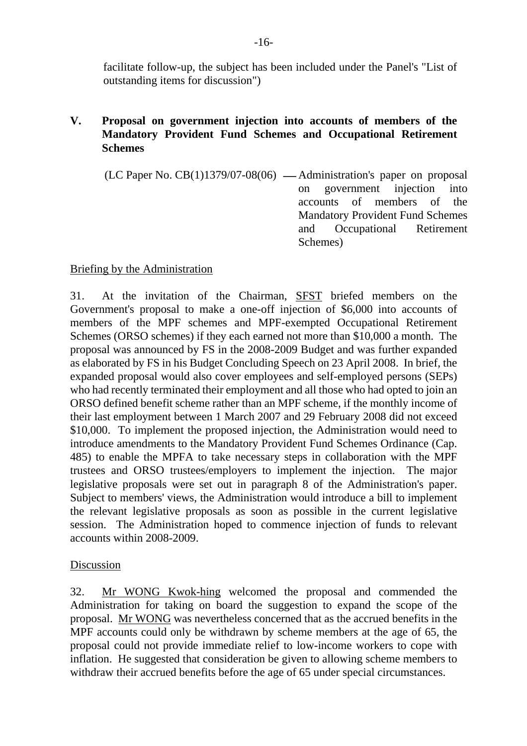facilitate follow-up, the subject has been included under the Panel's "List of outstanding items for discussion")

## V. Proposal on government injection into accounts of members of the Mandatory Provident Fund Schemes and Occupational Retirement Schemes

(LC Paper No. CB(1)1379/07-08(06) — Administration's paper on proposal on government injection into accounts of members of the Mandatory Provident Fund Schemes and Occupational Retirement Schemes)

Briefing by the Administration

31. At the invitation of the Chairman, SFST briefed members on the Government's proposal to make a one-off injection of $6,000 into accounts of members of the MPF schemes and MPF-exempted Occupational Retirement Schemes (ORSO schemes) if they each earned not more than $10,000 a month. The proposal was announced by FS in the 2008-2009 Budget and was further expanded as elaborated by FS in his Budget Concluding Speech on 23 April 2008. In brief, the expanded proposal would also cover employees and self-employed persons (SEPs) who had recently terminated their employment and all those who had opted to join an ORSO defined benefit scheme rather than an MPF scheme, if the monthly income of their last employment between 1 March 2007 and 29 February 2008 did not exceed $10,000. To implement the proposed injection, the Administration would need to introduce amendments to the Mandatory Provident Fund Schemes Ordinance (Cap. 485) to enable the MPFA to take necessary steps in collaboration with the MPF trustees and ORSO trustees/employers to implement the injection. The major legislative proposals were set out in paragraph 8 of the Administration's paper. Subject to members' views, the Administration would introduce a bill to implement the relevant legislative proposals as soon as possible in the current legislative session. The Administration hoped to commence injection of funds to relevant accounts within 2008-2009.

Discussion

32. Mr WONG Kwok-hing welcomed the proposal and commended the Administration for taking on board the suggestion to expand the scope of the proposal. Mr WONG was nevertheless concerned that as the accrued benefits in the MPF accounts could only be withdrawn by scheme members at the age of 65, the proposal could not provide immediate relief to low-income workers to cope with inflation. He suggested that consideration be given to allowing scheme members to withdraw their accrued benefits before the age of 65 under special circumstances.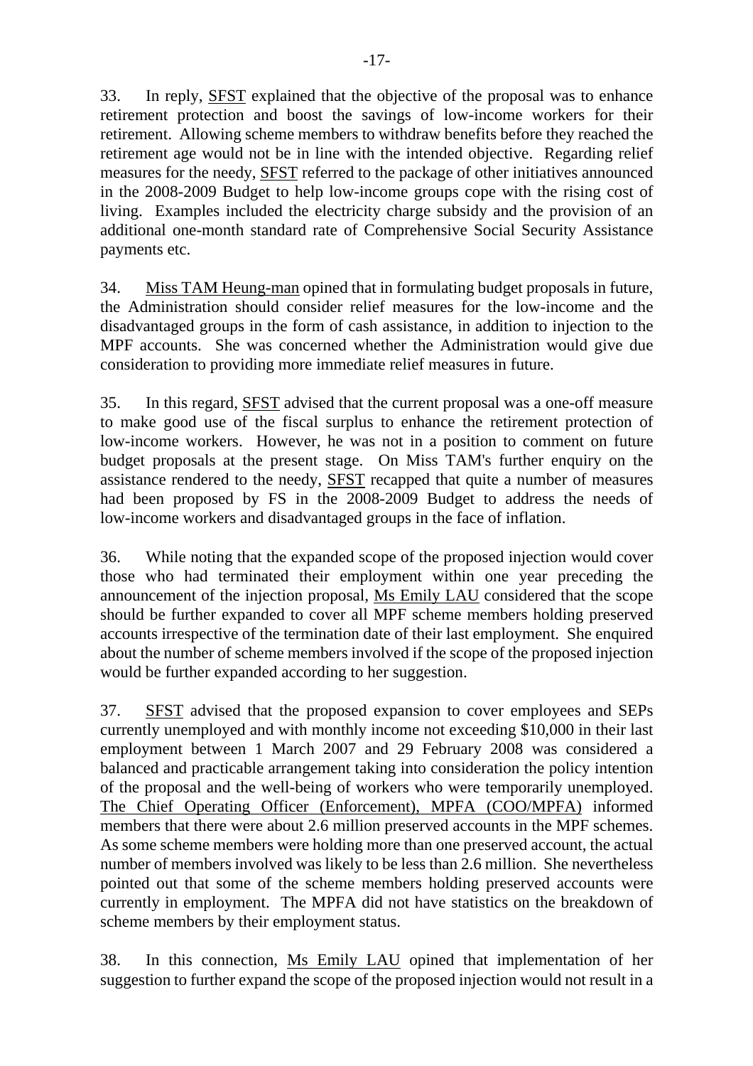33. In reply, SFST explained that the objective of the proposal was to enhance retirement protection and boost the savings of low-income workers for their retirement. Allowing scheme members to withdraw benefits before they reached the retirement age would not be in line with the intended objective. Regarding relief measures for the needy, SFST referred to the package of other initiatives announced in the 2008-2009 Budget to help low-income groups cope with the rising cost of living. Examples included the electricity charge subsidy and the provision of an additional one-month standard rate of Comprehensive Social Security Assistance payments etc.

34. Miss TAM Heung-man opined that in formulating budget proposals in future, the Administration should consider relief measures for the low-income and the disadvantaged groups in the form of cash assistance, in addition to injection to the MPF accounts. She was concerned whether the Administration would give due consideration to providing more immediate relief measures in future.

35. In this regard, SFST advised that the current proposal was a one-off measure to make good use of the fiscal surplus to enhance the retirement protection of low-income workers. However, he was not in a position to comment on future budget proposals at the present stage. On Miss TAM's further enquiry on the assistance rendered to the needy, SFST recapped that quite a number of measures had been proposed by FS in the 2008-2009 Budget to address the needs of low-income workers and disadvantaged groups in the face of inflation.

36. While noting that the expanded scope of the proposed injection would cover those who had terminated their employment within one year preceding the announcement of the injection proposal, Ms Emily LAU considered that the scope should be further expanded to cover all MPF scheme members holding preserved accounts irrespective of the termination date of their last employment. She enquired about the number of scheme members involved if the scope of the proposed injection would be further expanded according to her suggestion.

37. SFST advised that the proposed expansion to cover employees and SEPs currently unemployed and with monthly income not exceeding $10,000 in their last employment between 1 March 2007 and 29 February 2008 was considered a balanced and practicable arrangement taking into consideration the policy intention of the proposal and the well-being of workers who were temporarily unemployed. The Chief Operating Officer (Enforcement), MPFA (COO/MPFA) informed members that there were about 2.6 million preserved accounts in the MPF schemes. As some scheme members were holding more than one preserved account, the actual number of members involved was likely to be less than 2.6 million. She nevertheless pointed out that some of the scheme members holding preserved accounts were currently in employment. The MPFA did not have statistics on the breakdown of scheme members by their employment status.

38. In this connection, Ms Emily LAU opined that implementation of her suggestion to further expand the scope of the proposed injection would not result in a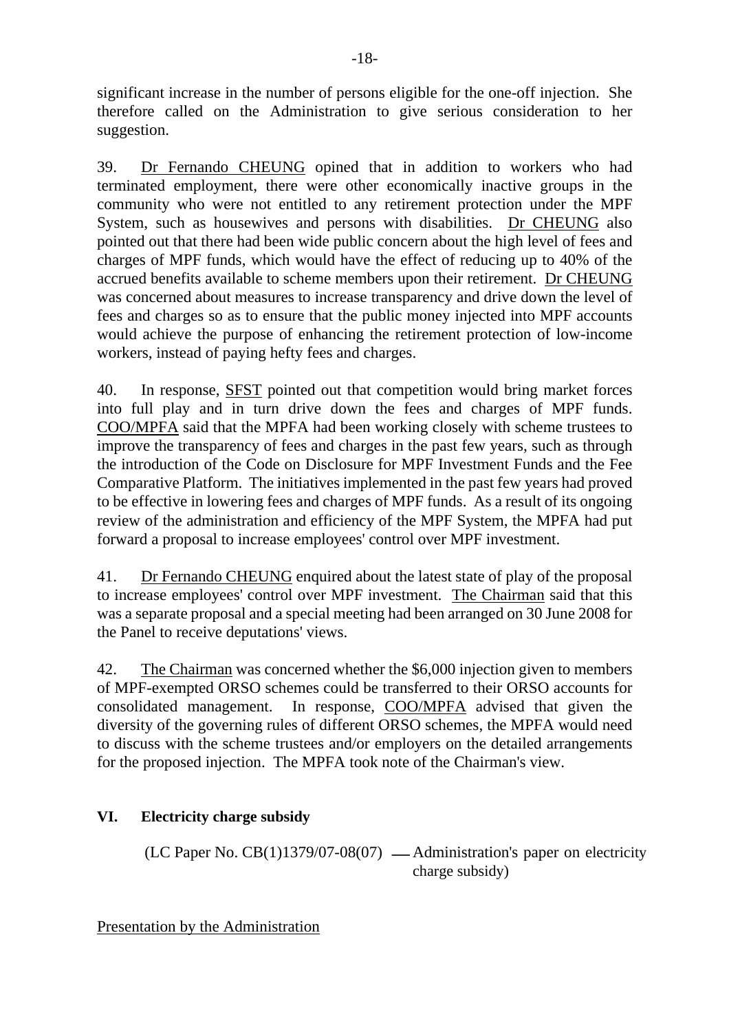significant increase in the number of persons eligible for the one-off injection. She therefore called on the Administration to give serious consideration to her suggestion.

39. Dr Fernando CHEUNG opined that in addition to workers who had terminated employment, there were other economically inactive groups in the community who were not entitled to any retirement protection under the MPF System, such as housewives and persons with disabilities. Dr CHEUNG also pointed out that there had been wide public concern about the high level of fees and charges of MPF funds, which would have the effect of reducing up to 40% of the accrued benefits available to scheme members upon their retirement. Dr CHEUNG was concerned about measures to increase transparency and drive down the level of fees and charges so as to ensure that the public money injected into MPF accounts would achieve the purpose of enhancing the retirement protection of low-income workers, instead of paying hefty fees and charges.

40. In response, SFST pointed out that competition would bring market forces into full play and in turn drive down the fees and charges of MPF funds. COO/MPFA said that the MPFA had been working closely with scheme trustees to improve the transparency of fees and charges in the past few years, such as through the introduction of the Code on Disclosure for MPF Investment Funds and the Fee Comparative Platform. The initiatives implemented in the past few years had proved to be effective in lowering fees and charges of MPF funds. As a result of its ongoing review of the administration and efficiency of the MPF System, the MPFA had put forward a proposal to increase employees' control over MPF investment.

41. Dr Fernando CHEUNG enquired about the latest state of play of the proposal to increase employees' control over MPF investment. The Chairman said that this was a separate proposal and a special meeting had been arranged on 30 June 2008 for the Panel to receive deputations' views.

42. The Chairman was concerned whether the $6,000 injection given to members of MPF-exempted ORSO schemes could be transferred to their ORSO accounts for consolidated management. In response, COO/MPFA advised that given the diversity of the governing rules of different ORSO schemes, the MPFA would need to discuss with the scheme trustees and/or employers on the detailed arrangements for the proposed injection. The MPFA took note of the Chairman's view.

## VI. Electricity charge subsidy

(LC Paper No. CB(1)1379/07-08(07) — Administration's paper on electricity charge subsidy)

Presentation by the Administration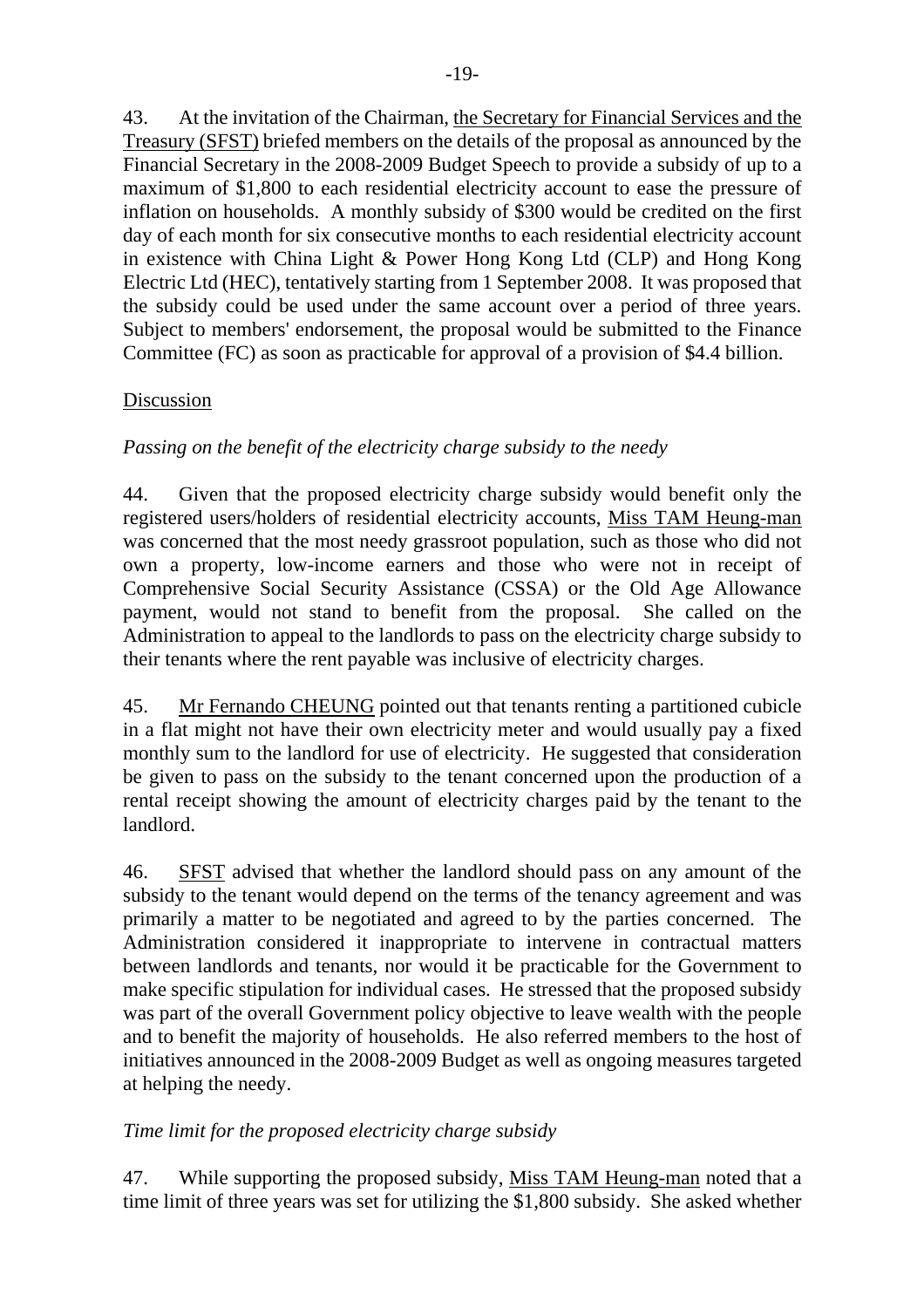43. At the invitation of the Chairman, the Secretary for Financial Services and the Treasury (SFST) briefed members on the details of the proposal as announced by the Financial Secretary in the 2008-2009 Budget Speech to provide a subsidy of up to a maximum of $1,800 to each residential electricity account to ease the pressure of inflation on households. A monthly subsidy of $300 would be credited on the first day of each month for six consecutive months to each residential electricity account in existence with China Light & Power Hong Kong Ltd (CLP) and Hong Kong Electric Ltd (HEC), tentatively starting from 1 September 2008. It was proposed that the subsidy could be used under the same account over a period of three years. Subject to members' endorsement, the proposal would be submitted to the Finance Committee (FC) as soon as practicable for approval of a provision of $4.4 billion.

Discussion

*Passing on the benefit of the electricity charge subsidy to the needy*

44. Given that the proposed electricity charge subsidy would benefit only the registered users/holders of residential electricity accounts, Miss TAM Heung-man was concerned that the most needy grassroot population, such as those who did not own a property, low-income earners and those who were not in receipt of Comprehensive Social Security Assistance (CSSA) or the Old Age Allowance payment, would not stand to benefit from the proposal. She called on the Administration to appeal to the landlords to pass on the electricity charge subsidy to their tenants where the rent payable was inclusive of electricity charges.

45. Mr Fernando CHEUNG pointed out that tenants renting a partitioned cubicle in a flat might not have their own electricity meter and would usually pay a fixed monthly sum to the landlord for use of electricity. He suggested that consideration be given to pass on the subsidy to the tenant concerned upon the production of a rental receipt showing the amount of electricity charges paid by the tenant to the landlord.

46. SFST advised that whether the landlord should pass on any amount of the subsidy to the tenant would depend on the terms of the tenancy agreement and was primarily a matter to be negotiated and agreed to by the parties concerned. The Administration considered it inappropriate to intervene in contractual matters between landlords and tenants, nor would it be practicable for the Government to make specific stipulation for individual cases. He stressed that the proposed subsidy was part of the overall Government policy objective to leave wealth with the people and to benefit the majority of households. He also referred members to the host of initiatives announced in the 2008-2009 Budget as well as ongoing measures targeted at helping the needy.

*Time limit for the proposed electricity charge subsidy*

47. While supporting the proposed subsidy, Miss TAM Heung-man noted that a time limit of three years was set for utilizing the $1,800 subsidy. She asked whether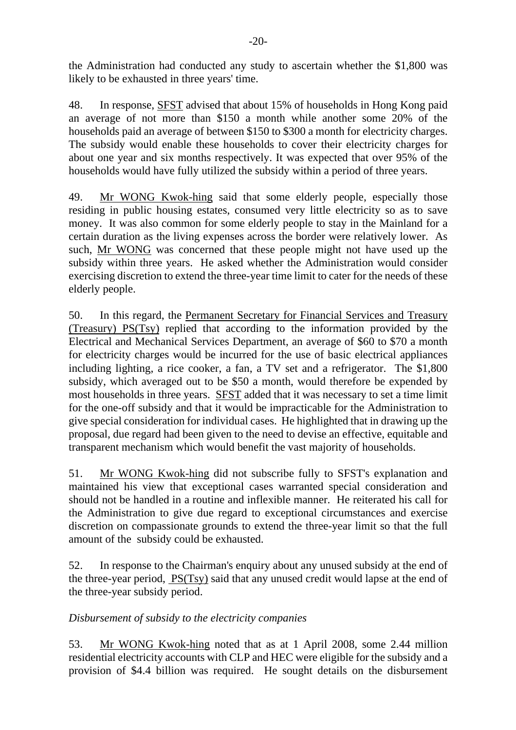the Administration had conducted any study to ascertain whether the $1,800 was likely to be exhausted in three years' time.

48. In response, SFST advised that about 15% of households in Hong Kong paid an average of not more than $150 a month while another some 20% of the households paid an average of between $150 to $300 a month for electricity charges. The subsidy would enable these households to cover their electricity charges for about one year and six months respectively. It was expected that over 95% of the households would have fully utilized the subsidy within a period of three years.

49. Mr WONG Kwok-hing said that some elderly people, especially those residing in public housing estates, consumed very little electricity so as to save money. It was also common for some elderly people to stay in the Mainland for a certain duration as the living expenses across the border were relatively lower. As such, Mr WONG was concerned that these people might not have used up the subsidy within three years. He asked whether the Administration would consider exercising discretion to extend the three-year time limit to cater for the needs of these elderly people.

50. In this regard, the Permanent Secretary for Financial Services and Treasury (Treasury) PS(Tsy) replied that according to the information provided by the Electrical and Mechanical Services Department, an average of $60 to $70 a month for electricity charges would be incurred for the use of basic electrical appliances including lighting, a rice cooker, a fan, a TV set and a refrigerator. The $1,800 subsidy, which averaged out to be $50 a month, would therefore be expended by most households in three years. SFST added that it was necessary to set a time limit for the one-off subsidy and that it would be impracticable for the Administration to give special consideration for individual cases. He highlighted that in drawing up the proposal, due regard had been given to the need to devise an effective, equitable and transparent mechanism which would benefit the vast majority of households.

51. Mr WONG Kwok-hing did not subscribe fully to SFST's explanation and maintained his view that exceptional cases warranted special consideration and should not be handled in a routine and inflexible manner. He reiterated his call for the Administration to give due regard to exceptional circumstances and exercise discretion on compassionate grounds to extend the three-year limit so that the full amount of the subsidy could be exhausted.

52. In response to the Chairman's enquiry about any unused subsidy at the end of the three-year period, PS(Tsy) said that any unused credit would lapse at the end of the three-year subsidy period.

*Disbursement of subsidy to the electricity companies*

53. Mr WONG Kwok-hing noted that as at 1 April 2008, some 2.44 million residential electricity accounts with CLP and HEC were eligible for the subsidy and a provision of $4.4 billion was required. He sought details on the disbursement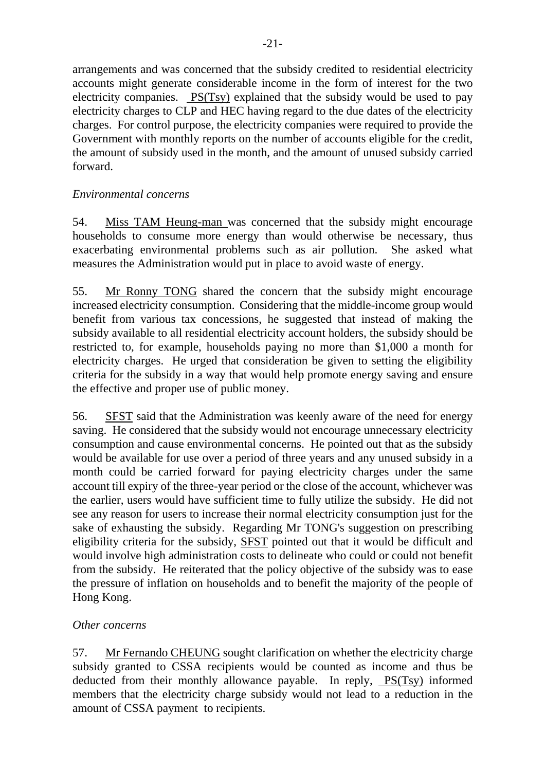arrangements and was concerned that the subsidy credited to residential electricity accounts might generate considerable income in the form of interest for the two electricity companies. PS(Tsy) explained that the subsidy would be used to pay electricity charges to CLP and HEC having regard to the due dates of the electricity charges. For control purpose, the electricity companies were required to provide the Government with monthly reports on the number of accounts eligible for the credit, the amount of subsidy used in the month, and the amount of unused subsidy carried forward.

*Environmental concerns*

54. Miss TAM Heung-man was concerned that the subsidy might encourage households to consume more energy than would otherwise be necessary, thus exacerbating environmental problems such as air pollution. She asked what measures the Administration would put in place to avoid waste of energy.

55. Mr Ronny TONG shared the concern that the subsidy might encourage increased electricity consumption. Considering that the middle-income group would benefit from various tax concessions, he suggested that instead of making the subsidy available to all residential electricity account holders, the subsidy should be restricted to, for example, households paying no more than $1,000 a month for electricity charges. He urged that consideration be given to setting the eligibility criteria for the subsidy in a way that would help promote energy saving and ensure the effective and proper use of public money.

56. SFST said that the Administration was keenly aware of the need for energy saving. He considered that the subsidy would not encourage unnecessary electricity consumption and cause environmental concerns. He pointed out that as the subsidy would be available for use over a period of three years and any unused subsidy in a month could be carried forward for paying electricity charges under the same account till expiry of the three-year period or the close of the account, whichever was the earlier, users would have sufficient time to fully utilize the subsidy. He did not see any reason for users to increase their normal electricity consumption just for the sake of exhausting the subsidy. Regarding Mr TONG's suggestion on prescribing eligibility criteria for the subsidy, SFST pointed out that it would be difficult and would involve high administration costs to delineate who could or could not benefit from the subsidy. He reiterated that the policy objective of the subsidy was to ease the pressure of inflation on households and to benefit the majority of the people of Hong Kong.

*Other concerns*

57. Mr Fernando CHEUNG sought clarification on whether the electricity charge subsidy granted to CSSA recipients would be counted as income and thus be deducted from their monthly allowance payable. In reply, PS(Tsy) informed members that the electricity charge subsidy would not lead to a reduction in the amount of CSSA payment to recipients.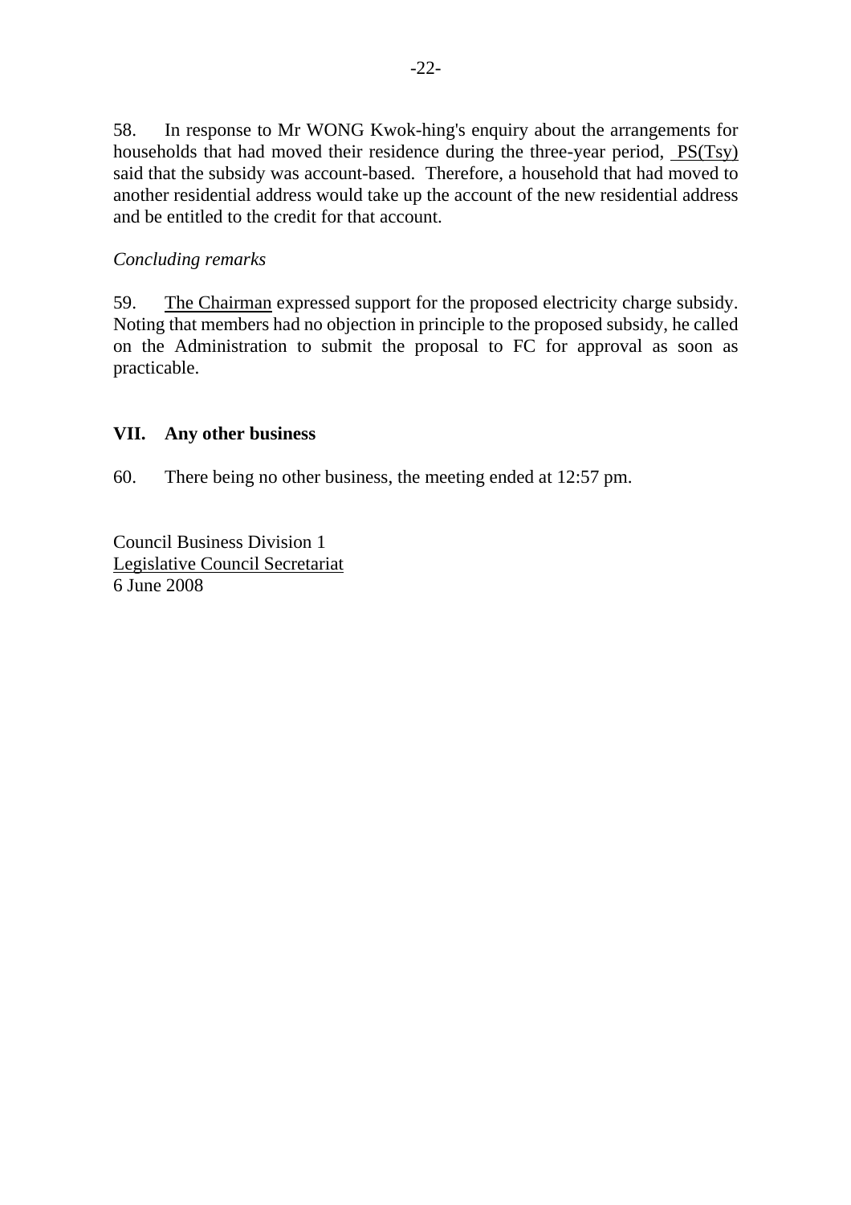58. In response to Mr WONG Kwok-hing's enquiry about the arrangements for households that had moved their residence during the three-year period, PS(Tsy) said that the subsidy was account-based. Therefore, a household that had moved to another residential address would take up the account of the new residential address and be entitled to the credit for that account.

*Concluding remarks*

59. The Chairman expressed support for the proposed electricity charge subsidy. Noting that members had no objection in principle to the proposed subsidy, he called on the Administration to submit the proposal to FC for approval as soon as practicable.

## VII. Any other business

60. There being no other business, the meeting ended at 12:57 pm.

Council Business Division 1
Legislative Council Secretariat
6 June 2008